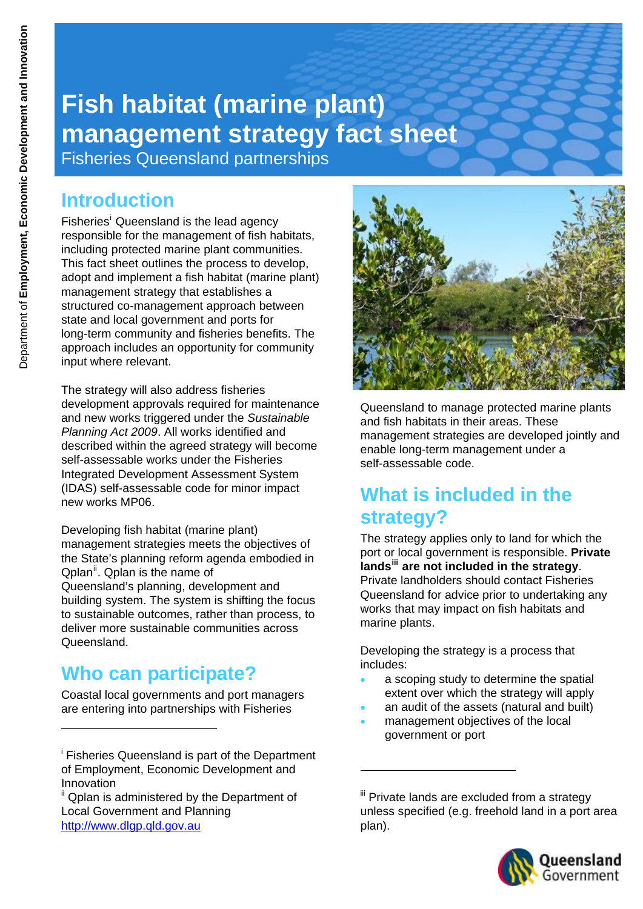# Fish habitat (marine plant) management strategy fact sheet

Fisheries Queensland partnerships

## Introduction

Fisheries[i] Queensland is the lead agency responsible for the management of fish habitats, including protected marine plant communities. This fact sheet outlines the process to develop, adopt and implement a fish habitat (marine plant) management strategy that establishes a structured co-management approach between state and local government and ports for long-term community and fisheries benefits. The approach includes an opportunity for community input where relevant.

The strategy will also address fisheries development approvals required for maintenance and new works triggered under the *Sustainable Planning Act 2009*. All works identified and described within the agreed strategy will become self-assessable works under the Fisheries Integrated Development Assessment System (IDAS) self-assessable code for minor impact new works MP06.

Developing fish habitat (marine plant) management strategies meets the objectives of the State's planning reform agenda embodied in Qplan[ii]. Qplan is the name of Queensland's planning, development and building system. The system is shifting the focus to sustainable outcomes, rather than process, to deliver more sustainable communities across Queensland.

## Who can participate?

Coastal local governments and port managers are entering into partnerships with Fisheries Queensland to manage protected marine plants and fish habitats in their areas. These management strategies are developed jointly and enable long-term management under a self-assessable code.

## What is included in the strategy?

The strategy applies only to land for which the port or local government is responsible. **Private lands[iii] are not included in the strategy**. Private landholders should contact Fisheries Queensland for advice prior to undertaking any works that may impact on fish habitats and marine plants.

Developing the strategy is a process that includes:

- a scoping study to determine the spatial extent over which the strategy will apply
- an audit of the assets (natural and built)
- management objectives of the local government or port

---

[i] Fisheries Queensland is part of the Department of Employment, Economic Development and Innovation

[ii] Qplan is administered by the Department of Local Government and Planning http://www.dlgp.qld.gov.au

[iii] Private lands are excluded from a strategy unless specified (e.g. freehold land in a port area plan).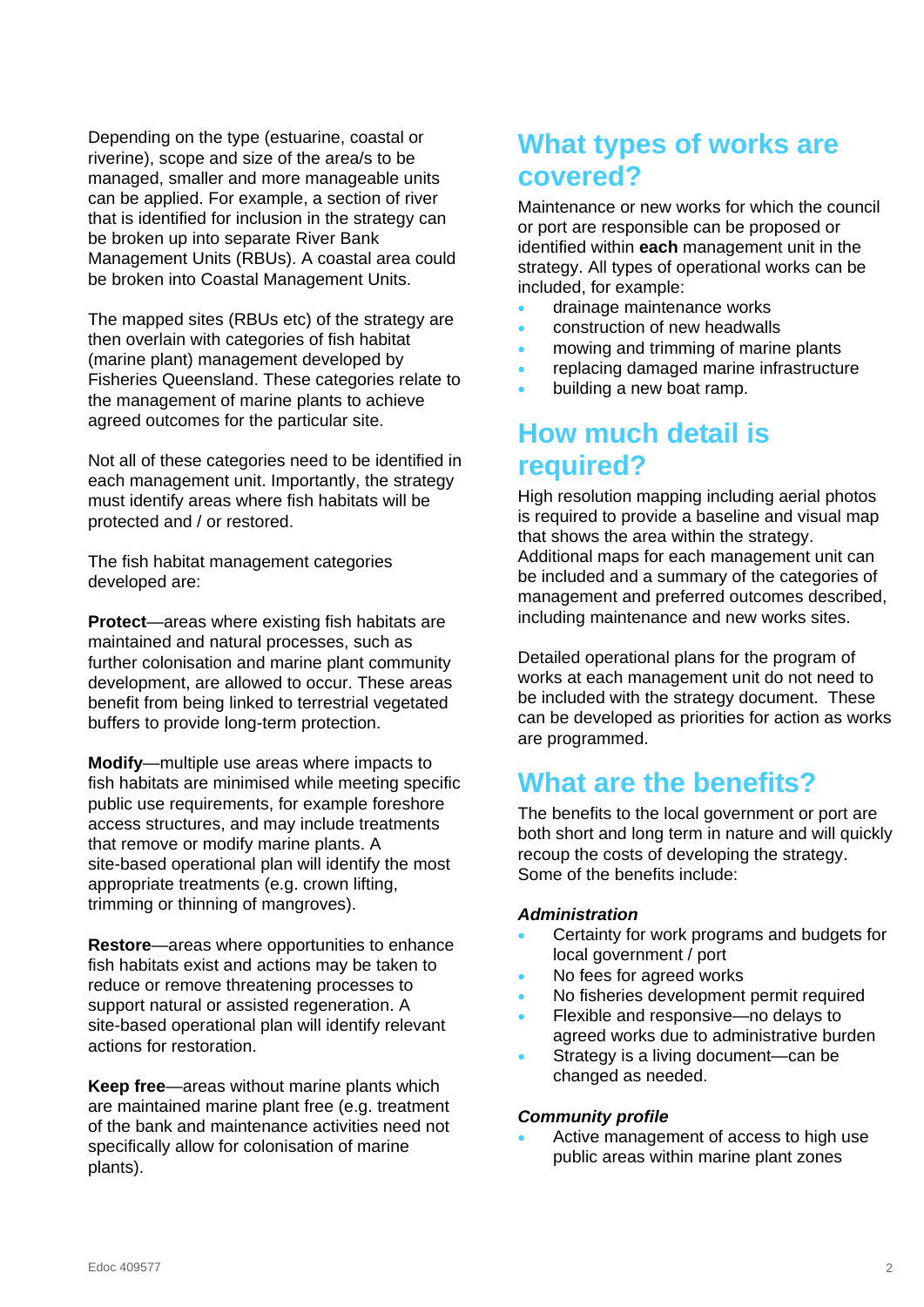Depending on the type (estuarine, coastal or riverine), scope and size of the area/s to be managed, smaller and more manageable units can be applied. For example, a section of river that is identified for inclusion in the strategy can be broken up into separate River Bank Management Units (RBUs). A coastal area could be broken into Coastal Management Units.

The mapped sites (RBUs etc) of the strategy are then overlain with categories of fish habitat (marine plant) management developed by Fisheries Queensland. These categories relate to the management of marine plants to achieve agreed outcomes for the particular site.

Not all of these categories need to be identified in each management unit. Importantly, the strategy must identify areas where fish habitats will be protected and / or restored.

The fish habitat management categories developed are:

**Protect**—areas where existing fish habitats are maintained and natural processes, such as further colonisation and marine plant community development, are allowed to occur. These areas benefit from being linked to terrestrial vegetated buffers to provide long-term protection.

**Modify**—multiple use areas where impacts to fish habitats are minimised while meeting specific public use requirements, for example foreshore access structures, and may include treatments that remove or modify marine plants. A site-based operational plan will identify the most appropriate treatments (e.g. crown lifting, trimming or thinning of mangroves).

**Restore**—areas where opportunities to enhance fish habitats exist and actions may be taken to reduce or remove threatening processes to support natural or assisted regeneration. A site-based operational plan will identify relevant actions for restoration.

**Keep free**—areas without marine plants which are maintained marine plant free (e.g. treatment of the bank and maintenance activities need not specifically allow for colonisation of marine plants).

## What types of works are covered?

Maintenance or new works for which the council or port are responsible can be proposed or identified within **each** management unit in the strategy. All types of operational works can be included, for example:

- drainage maintenance works
- construction of new headwalls
- mowing and trimming of marine plants
- replacing damaged marine infrastructure
- building a new boat ramp.

## How much detail is required?

High resolution mapping including aerial photos is required to provide a baseline and visual map that shows the area within the strategy. Additional maps for each management unit can be included and a summary of the categories of management and preferred outcomes described, including maintenance and new works sites.

Detailed operational plans for the program of works at each management unit do not need to be included with the strategy document. These can be developed as priorities for action as works are programmed.

## What are the benefits?

The benefits to the local government or port are both short and long term in nature and will quickly recoup the costs of developing the strategy. Some of the benefits include:

### *Administration*

- Certainty for work programs and budgets for local government / port
- No fees for agreed works
- No fisheries development permit required
- Flexible and responsive—no delays to agreed works due to administrative burden
- Strategy is a living document—can be changed as needed.

### *Community profile*

- Active management of access to high use public areas within marine plant zones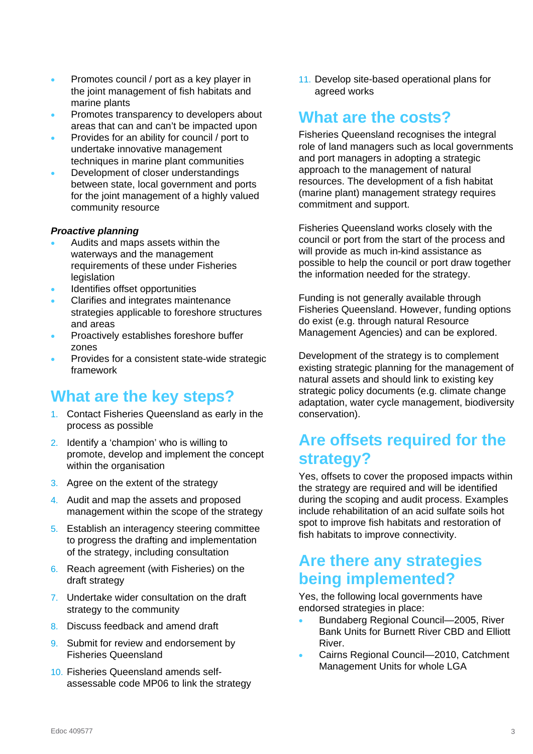- Promotes council / port as a key player in the joint management of fish habitats and marine plants
- Promotes transparency to developers about areas that can and can't be impacted upon
- Provides for an ability for council / port to undertake innovative management techniques in marine plant communities
- Development of closer understandings between state, local government and ports for the joint management of a highly valued community resource

***Proactive planning***

- Audits and maps assets within the waterways and the management requirements of these under Fisheries legislation
- Identifies offset opportunities
- Clarifies and integrates maintenance strategies applicable to foreshore structures and areas
- Proactively establishes foreshore buffer zones
- Provides for a consistent state-wide strategic framework

## What are the key steps?

1. Contact Fisheries Queensland as early in the process as possible
2. Identify a 'champion' who is willing to promote, develop and implement the concept within the organisation
3. Agree on the extent of the strategy
4. Audit and map the assets and proposed management within the scope of the strategy
5. Establish an interagency steering committee to progress the drafting and implementation of the strategy, including consultation
6. Reach agreement (with Fisheries) on the draft strategy
7. Undertake wider consultation on the draft strategy to the community
8. Discuss feedback and amend draft
9. Submit for review and endorsement by Fisheries Queensland
10. Fisheries Queensland amends self-assessable code MP06 to link the strategy
11. Develop site-based operational plans for agreed works

## What are the costs?

Fisheries Queensland recognises the integral role of land managers such as local governments and port managers in adopting a strategic approach to the management of natural resources. The development of a fish habitat (marine plant) management strategy requires commitment and support.

Fisheries Queensland works closely with the council or port from the start of the process and will provide as much in-kind assistance as possible to help the council or port draw together the information needed for the strategy.

Funding is not generally available through Fisheries Queensland. However, funding options do exist (e.g. through natural Resource Management Agencies) and can be explored.

Development of the strategy is to complement existing strategic planning for the management of natural assets and should link to existing key strategic policy documents (e.g. climate change adaptation, water cycle management, biodiversity conservation).

## Are offsets required for the strategy?

Yes, offsets to cover the proposed impacts within the strategy are required and will be identified during the scoping and audit process. Examples include rehabilitation of an acid sulfate soils hot spot to improve fish habitats and restoration of fish habitats to improve connectivity.

## Are there any strategies being implemented?

Yes, the following local governments have endorsed strategies in place:

- Bundaberg Regional Council—2005, River Bank Units for Burnett River CBD and Elliott River.
- Cairns Regional Council—2010, Catchment Management Units for whole LGA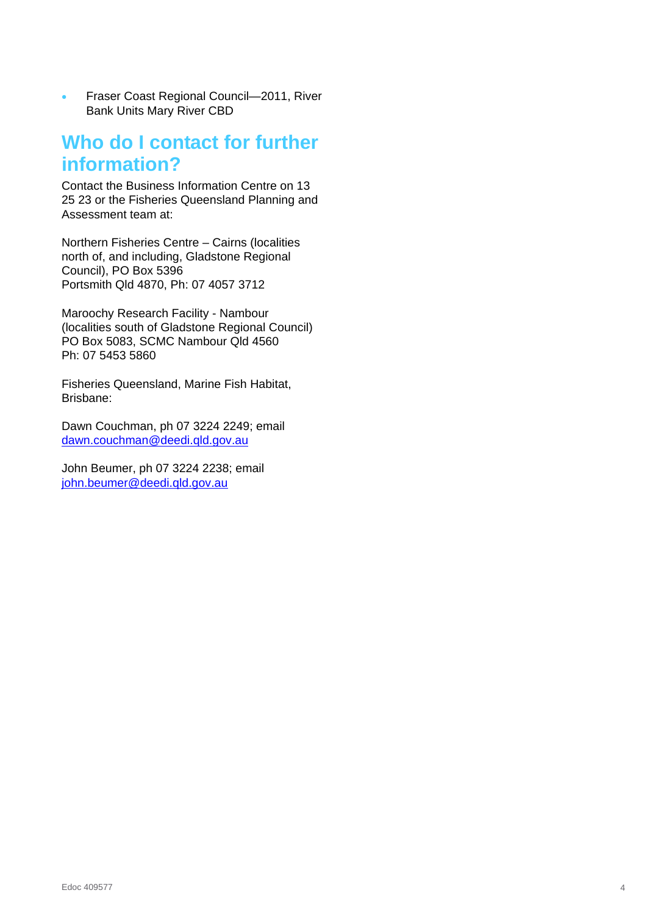- Fraser Coast Regional Council—2011, River Bank Units Mary River CBD

## Who do I contact for further information?

Contact the Business Information Centre on 13 25 23 or the Fisheries Queensland Planning and Assessment team at:

Northern Fisheries Centre – Cairns (localities north of, and including, Gladstone Regional Council), PO Box 5396
Portsmith Qld 4870, Ph: 07 4057 3712

Maroochy Research Facility - Nambour (localities south of Gladstone Regional Council)
PO Box 5083, SCMC Nambour Qld 4560
Ph: 07 5453 5860

Fisheries Queensland, Marine Fish Habitat, Brisbane:

Dawn Couchman, ph 07 3224 2249; email dawn.couchman@deedi.qld.gov.au

John Beumer, ph 07 3224 2238; email john.beumer@deedi.qld.gov.au

Edoc 409577